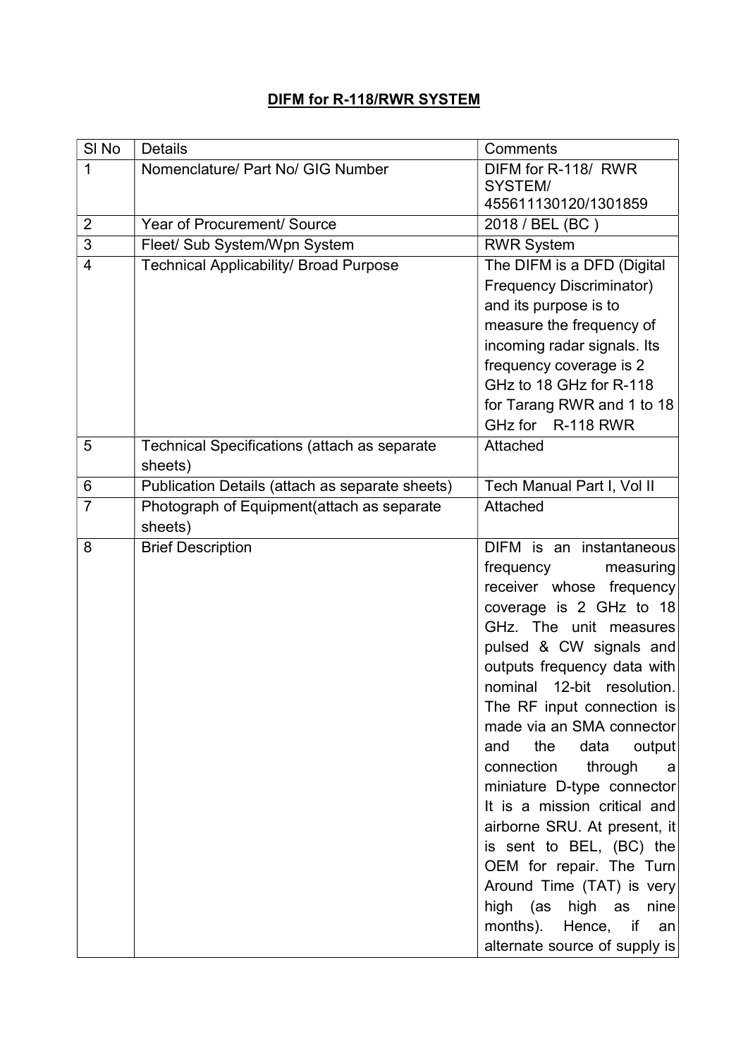# DIFM for R-118/RWR SYSTEM

| Sl No | Details | Comments |
|---|---|---|
| 1 | Nomenclature/ Part No/ GIG Number | DIFM for R-118/ RWR SYSTEM/ 455611130120/1301859 |
| 2 | Year of Procurement/ Source | 2018 / BEL (BC ) |
| 3 | Fleet/ Sub System/Wpn System | RWR System |
| 4 | Technical Applicability/ Broad Purpose | The DIFM is a DFD (Digital Frequency Discriminator) and its purpose is to measure the frequency of incoming radar signals. Its frequency coverage is 2 GHz to 18 GHz for R-118 for Tarang RWR and 1 to 18 GHz for R-118 RWR |
| 5 | Technical Specifications (attach as separate sheets) | Attached |
| 6 | Publication Details (attach as separate sheets) | Tech Manual Part I, Vol II |
| 7 | Photograph of Equipment(attach as separate sheets) | Attached |
| 8 | Brief Description | DIFM is an instantaneous frequency measuring receiver whose frequency coverage is 2 GHz to 18 GHz. The unit measures pulsed & CW signals and outputs frequency data with nominal 12-bit resolution. The RF input connection is made via an SMA connector and the data output connection through a miniature D-type connector It is a mission critical and airborne SRU. At present, it is sent to BEL, (BC) the OEM for repair. The Turn Around Time (TAT) is very high (as high as nine months). Hence, if an alternate source of supply is |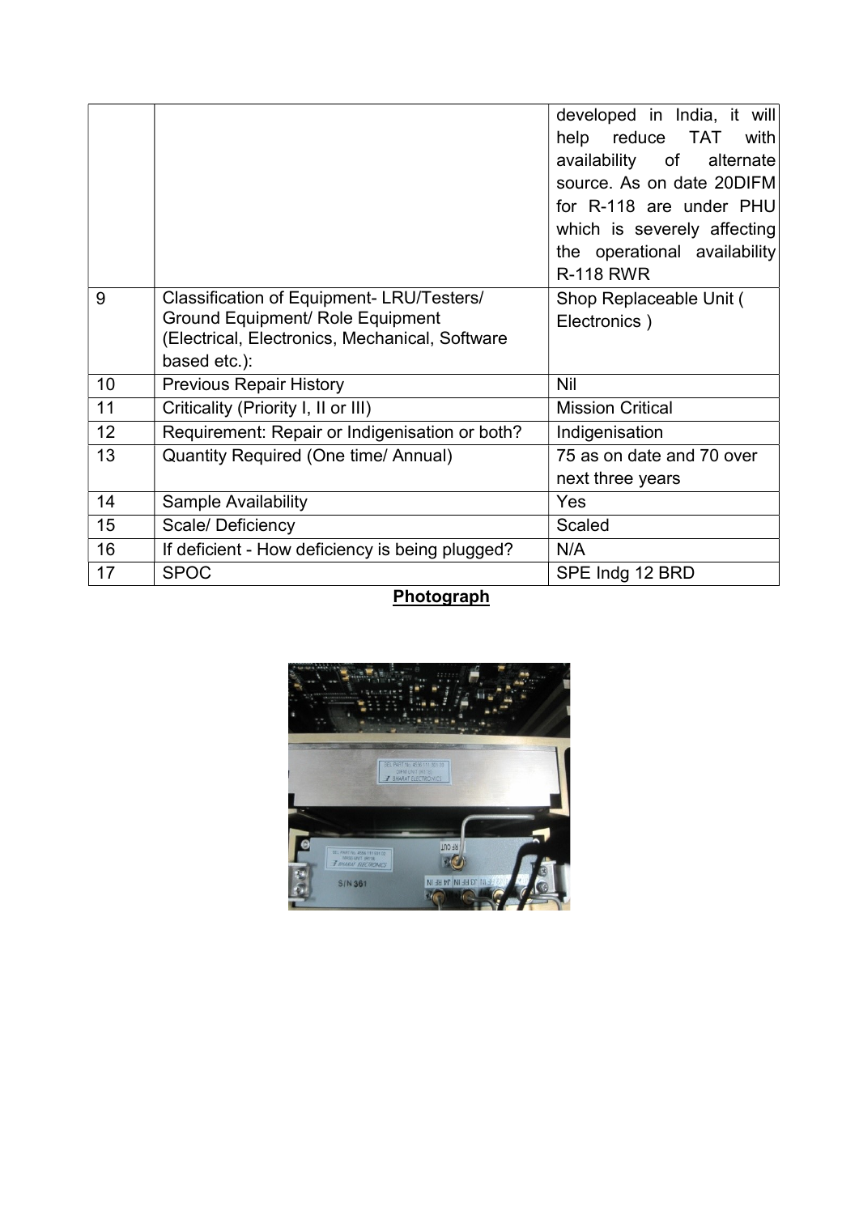| | | |
|---|---|---|
| | | developed in India, it will help reduce TAT with availability of alternate source. As on date 20DIFM for R-118 are under PHU which is severely affecting the operational availability R-118 RWR |
| 9 | Classification of Equipment- LRU/Testers/ Ground Equipment/ Role Equipment (Electrical, Electronics, Mechanical, Software based etc.): | Shop Replaceable Unit ( Electronics ) |
| 10 | Previous Repair History | Nil |
| 11 | Criticality (Priority I, II or III) | Mission Critical |
| 12 | Requirement: Repair or Indigenisation or both? | Indigenisation |
| 13 | Quantity Required (One time/ Annual) | 75 as on date and 70 over next three years |
| 14 | Sample Availability | Yes |
| 15 | Scale/ Deficiency | Scaled |
| 16 | If deficient - How deficiency is being plugged? | N/A |
| 17 | SPOC | SPE Indg 12 BRD |

**Photograph**